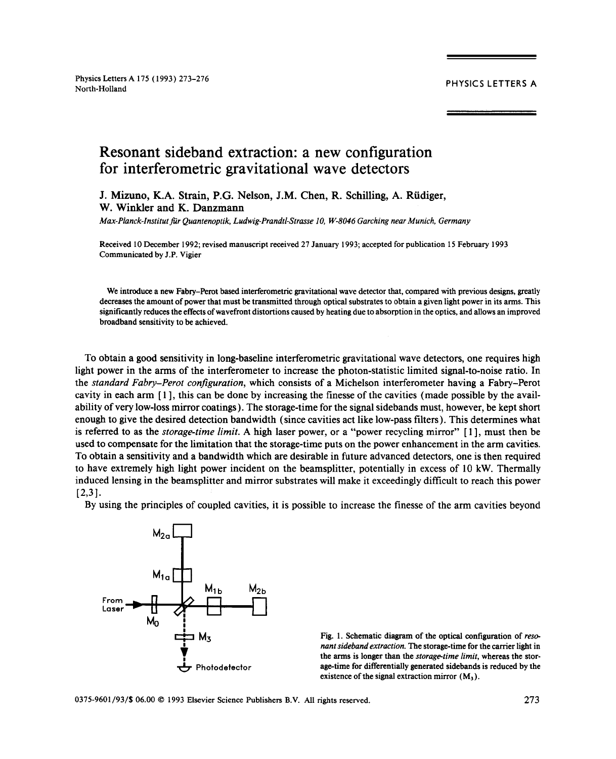# Resonant sideband extraction: a new configuration for interferometric gravitational wave detectors

J. Mizuno, K.A. Strain, P.G. Nelson, J.M. Chen, R. Schilling, A. Rüdiger, W. Winkler and K. Danzmann

*Max-Planck-Institut für Quantenoptik, Ludwig-Prandtl-Strasse 10, W-8046 Garching near Munich, Germany*

Received 10 December 1992; revised manuscript received 27 January 1993; accepted for publication 15 February 1993
Communicated by J.P. Vigier

We introduce a new Fabry–Perot based interferometric gravitational wave detector that, compared with previous designs, greatly decreases the amount of power that must be transmitted through optical substrates to obtain a given light power in its arms. This significantly reduces the effects of wavefront distortions caused by heating due to absorption in the optics, and allows an improved broadband sensitivity to be achieved.

To obtain a good sensitivity in long-baseline interferometric gravitational wave detectors, one requires high light power in the arms of the interferometer to increase the photon-statistic limited signal-to-noise ratio. In the *standard Fabry–Perot configuration*, which consists of a Michelson interferometer having a Fabry–Perot cavity in each arm [1], this can be done by increasing the finesse of the cavities (made possible by the availability of very low-loss mirror coatings). The storage-time for the signal sidebands must, however, be kept short enough to give the desired detection bandwidth (since cavities act like low-pass filters). This determines what is referred to as the *storage-time limit*. A high laser power, or a "power recycling mirror" [1], must then be used to compensate for the limitation that the storage-time puts on the power enhancement in the arm cavities. To obtain a sensitivity and a bandwidth which are desirable in future advanced detectors, one is then required to have extremely high light power incident on the beamsplitter, potentially in excess of 10 kW. Thermally induced lensing in the beamsplitter and mirror substrates will make it exceedingly difficult to reach this power [2,3].

By using the principles of coupled cavities, it is possible to increase the finesse of the arm cavities beyond

Fig. 1. Schematic diagram of the optical configuration of *resonant sideband extraction*. The storage-time for the carrier light in the arms is longer than the *storage-time limit*, whereas the storage-time for differentially generated sidebands is reduced by the existence of the signal extraction mirror ($M_3$).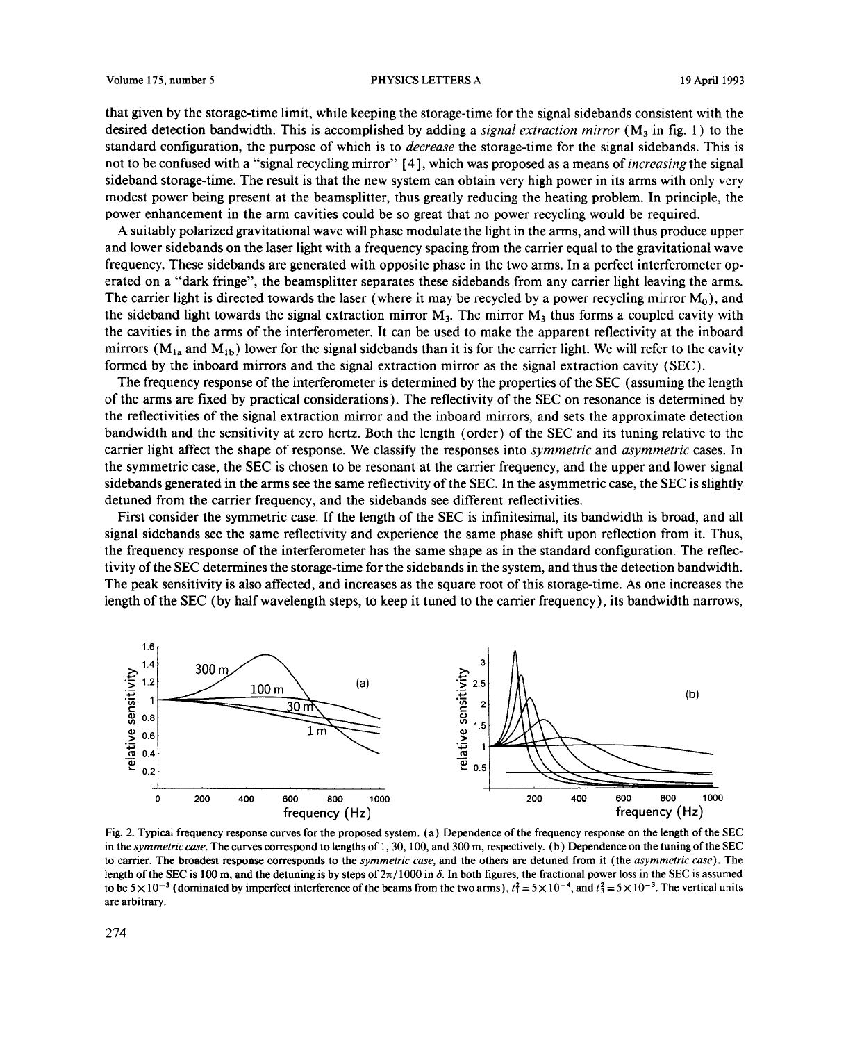that given by the storage-time limit, while keeping the storage-time for the signal sidebands consistent with the desired detection bandwidth. This is accomplished by adding a *signal extraction mirror* ($M_3$ in fig. 1) to the standard configuration, the purpose of which is to *decrease* the storage-time for the signal sidebands. This is not to be confused with a "signal recycling mirror" [4], which was proposed as a means of *increasing* the signal sideband storage-time. The result is that the new system can obtain very high power in its arms with only very modest power being present at the beamsplitter, thus greatly reducing the heating problem. In principle, the power enhancement in the arm cavities could be so great that no power recycling would be required.

A suitably polarized gravitational wave will phase modulate the light in the arms, and will thus produce upper and lower sidebands on the laser light with a frequency spacing from the carrier equal to the gravitational wave frequency. These sidebands are generated with opposite phase in the two arms. In a perfect interferometer operated on a "dark fringe", the beamsplitter separates these sidebands from any carrier light leaving the arms. The carrier light is directed towards the laser (where it may be recycled by a power recycling mirror $M_0$), and the sideband light towards the signal extraction mirror $M_3$. The mirror $M_3$ thus forms a coupled cavity with the cavities in the arms of the interferometer. It can be used to make the apparent reflectivity at the inboard mirrors ($M_{1a}$ and $M_{1b}$) lower for the signal sidebands than it is for the carrier light. We will refer to the cavity formed by the inboard mirrors and the signal extraction mirror as the signal extraction cavity (SEC).

The frequency response of the interferometer is determined by the properties of the SEC (assuming the length of the arms are fixed by practical considerations). The reflectivity of the SEC on resonance is determined by the reflectivities of the signal extraction mirror and the inboard mirrors, and sets the approximate detection bandwidth and the sensitivity at zero hertz. Both the length (order) of the SEC and its tuning relative to the carrier light affect the shape of response. We classify the responses into *symmetric* and *asymmetric* cases. In the symmetric case, the SEC is chosen to be resonant at the carrier frequency, and the upper and lower signal sidebands generated in the arms see the same reflectivity of the SEC. In the asymmetric case, the SEC is slightly detuned from the carrier frequency, and the sidebands see different reflectivities.

First consider the symmetric case. If the length of the SEC is infinitesimal, its bandwidth is broad, and all signal sidebands see the same reflectivity and experience the same phase shift upon reflection from it. Thus, the frequency response of the interferometer has the same shape as in the standard configuration. The reflectivity of the SEC determines the storage-time for the sidebands in the system, and thus the detection bandwidth. The peak sensitivity is also affected, and increases as the square root of this storage-time. As one increases the length of the SEC (by half wavelength steps, to keep it tuned to the carrier frequency), its bandwidth narrows,

Fig. 2. Typical frequency response curves for the proposed system. (a) Dependence of the frequency response on the length of the SEC in the *symmetric case*. The curves correspond to lengths of 1, 30, 100, and 300 m, respectively. (b) Dependence on the tuning of the SEC to carrier. The broadest response corresponds to the *symmetric case*, and the others are detuned from it (the *asymmetric case*). The length of the SEC is 100 m, and the detuning is by steps of $2\pi/1000$ in $\delta$. In both figures, the fractional power loss in the SEC is assumed to be $5\times10^{-3}$ (dominated by imperfect interference of the beams from the two arms), $t_1^2=5\times10^{-4}$, and $t_3^2=5\times10^{-3}$. The vertical units are arbitrary.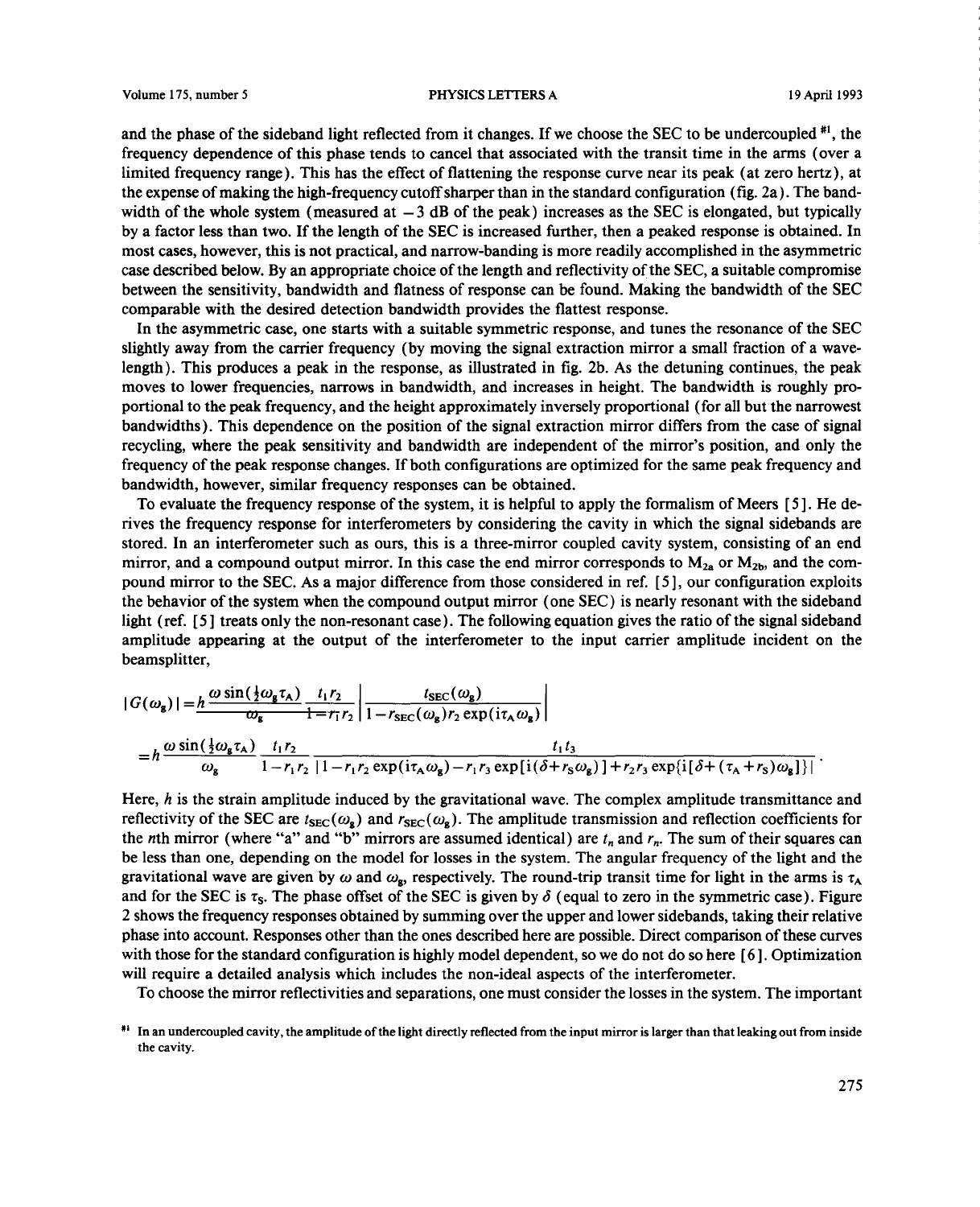and the phase of the sideband light reflected from it changes. If we choose the SEC to be undercoupled [#1], the frequency dependence of this phase tends to cancel that associated with the transit time in the arms (over a limited frequency range). This has the effect of flattening the response curve near its peak (at zero hertz), at the expense of making the high-frequency cutoff sharper than in the standard configuration (fig. 2a). The bandwidth of the whole system (measured at $-3$ dB of the peak) increases as the SEC is elongated, but typically by a factor less than two. If the length of the SEC is increased further, then a peaked response is obtained. In most cases, however, this is not practical, and narrow-banding is more readily accomplished in the asymmetric case described below. By an appropriate choice of the length and reflectivity of the SEC, a suitable compromise between the sensitivity, bandwidth and flatness of response can be found. Making the bandwidth of the SEC comparable with the desired detection bandwidth provides the flattest response.

In the asymmetric case, one starts with a suitable symmetric response, and tunes the resonance of the SEC slightly away from the carrier frequency (by moving the signal extraction mirror a small fraction of a wavelength). This produces a peak in the response, as illustrated in fig. 2b. As the detuning continues, the peak moves to lower frequencies, narrows in bandwidth, and increases in height. The bandwidth is roughly proportional to the peak frequency, and the height approximately inversely proportional (for all but the narrowest bandwidths). This dependence on the position of the signal extraction mirror differs from the case of signal recycling, where the peak sensitivity and bandwidth are independent of the mirror's position, and only the frequency of the peak response changes. If both configurations are optimized for the same peak frequency and bandwidth, however, similar frequency responses can be obtained.

To evaluate the frequency response of the system, it is helpful to apply the formalism of Meers [5]. He derives the frequency response for interferometers by considering the cavity in which the signal sidebands are stored. In an interferometer such as ours, this is a three-mirror coupled cavity system, consisting of an end mirror, and a compound output mirror. In this case the end mirror corresponds to $M_{2a}$ or $M_{2b}$, and the compound mirror to the SEC. As a major difference from those considered in ref. [5], our configuration exploits the behavior of the system when the compound output mirror (one SEC) is nearly resonant with the sideband light (ref. [5] treats only the non-resonant case). The following equation gives the ratio of the signal sideband amplitude appearing at the output of the interferometer to the input carrier amplitude incident on the beamsplitter,

$$|G(\omega_g)| = h\frac{\omega\sin(\frac{1}{2}\omega_g\tau_A)}{\omega_g}\frac{t_1 r_2}{1-r_1 r_2}\left|\frac{t_{SEC}(\omega_g)}{1-r_{SEC}(\omega_g)r_2\exp(i\tau_A\omega_g)}\right|$$

$$= h\frac{\omega\sin(\frac{1}{2}\omega_g\tau_A)}{\omega_g}\frac{t_1 r_2}{1-r_1 r_2}\frac{t_1 t_3}{|1-r_1 r_2\exp(i\tau_A\omega_g)-r_1 r_3\exp[i(\delta+r_S\omega_g)]+r_2 r_3\exp\{i[\delta+(\tau_A+r_S)\omega_g]\}|}.$$

Here, $h$ is the strain amplitude induced by the gravitational wave. The complex amplitude transmittance and reflectivity of the SEC are $t_{SEC}(\omega_g)$ and $r_{SEC}(\omega_g)$. The amplitude transmission and reflection coefficients for the $n$th mirror (where "a" and "b" mirrors are assumed identical) are $t_n$ and $r_n$. The sum of their squares can be less than one, depending on the model for losses in the system. The angular frequency of the light and the gravitational wave are given by $\omega$ and $\omega_g$, respectively. The round-trip transit time for light in the arms is $\tau_A$ and for the SEC is $\tau_S$. The phase offset of the SEC is given by $\delta$ (equal to zero in the symmetric case). Figure 2 shows the frequency responses obtained by summing over the upper and lower sidebands, taking their relative phase into account. Responses other than the ones described here are possible. Direct comparison of these curves with those for the standard configuration is highly model dependent, so we do not do so here [6]. Optimization will require a detailed analysis which includes the non-ideal aspects of the interferometer.

To choose the mirror reflectivities and separations, one must consider the losses in the system. The important

[#1] In an undercoupled cavity, the amplitude of the light directly reflected from the input mirror is larger than that leaking out from inside the cavity.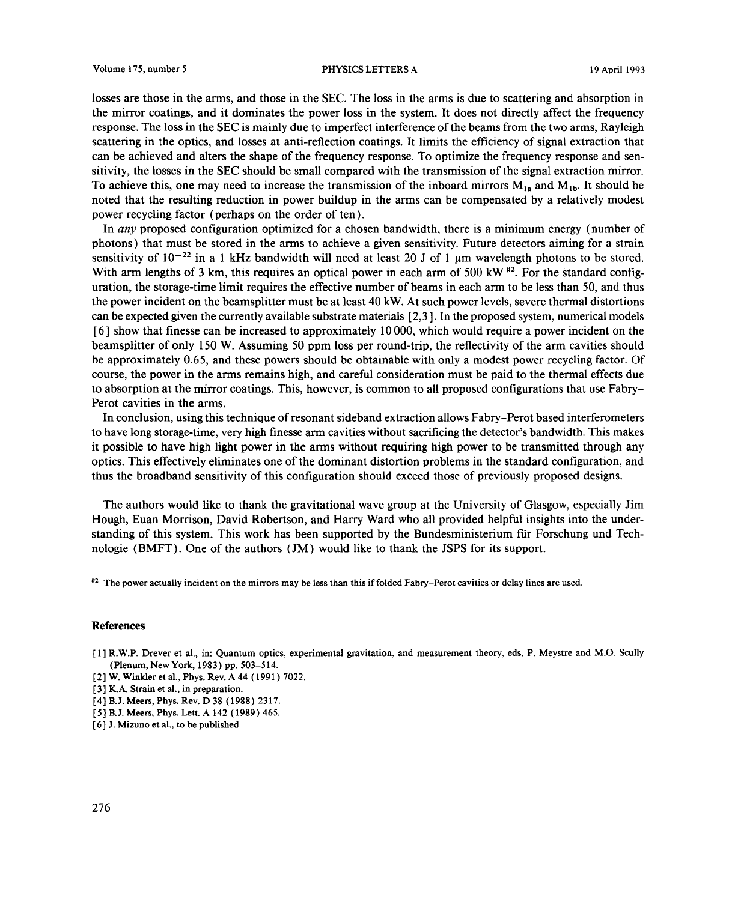losses are those in the arms, and those in the SEC. The loss in the arms is due to scattering and absorption in the mirror coatings, and it dominates the power loss in the system. It does not directly affect the frequency response. The loss in the SEC is mainly due to imperfect interference of the beams from the two arms, Rayleigh scattering in the optics, and losses at anti-reflection coatings. It limits the efficiency of signal extraction that can be achieved and alters the shape of the frequency response. To optimize the frequency response and sensitivity, the losses in the SEC should be small compared with the transmission of the signal extraction mirror. To achieve this, one may need to increase the transmission of the inboard mirrors $M_{1a}$ and $M_{1b}$. It should be noted that the resulting reduction in power buildup in the arms can be compensated by a relatively modest power recycling factor (perhaps on the order of ten).

In *any* proposed configuration optimized for a chosen bandwidth, there is a minimum energy (number of photons) that must be stored in the arms to achieve a given sensitivity. Future detectors aiming for a strain sensitivity of $10^{-22}$ in a 1 kHz bandwidth will need at least 20 J of 1 μm wavelength photons to be stored. With arm lengths of 3 km, this requires an optical power in each arm of 500 kW [#2]. For the standard configuration, the storage-time limit requires the effective number of beams in each arm to be less than 50, and thus the power incident on the beamsplitter must be at least 40 kW. At such power levels, severe thermal distortions can be expected given the currently available substrate materials [2,3]. In the proposed system, numerical models [6] show that finesse can be increased to approximately 10 000, which would require a power incident on the beamsplitter of only 150 W. Assuming 50 ppm loss per round-trip, the reflectivity of the arm cavities should be approximately 0.65, and these powers should be obtainable with only a modest power recycling factor. Of course, the power in the arms remains high, and careful consideration must be paid to the thermal effects due to absorption at the mirror coatings. This, however, is common to all proposed configurations that use Fabry–Perot cavities in the arms.

In conclusion, using this technique of resonant sideband extraction allows Fabry–Perot based interferometers to have long storage-time, very high finesse arm cavities without sacrificing the detector's bandwidth. This makes it possible to have high light power in the arms without requiring high power to be transmitted through any optics. This effectively eliminates one of the dominant distortion problems in the standard configuration, and thus the broadband sensitivity of this configuration should exceed those of previously proposed designs.

The authors would like to thank the gravitational wave group at the University of Glasgow, especially Jim Hough, Euan Morrison, David Robertson, and Harry Ward who all provided helpful insights into the understanding of this system. This work has been supported by the Bundesministerium für Forschung und Technologie (BMFT). One of the authors (JM) would like to thank the JSPS for its support.

[#2] The power actually incident on the mirrors may be less than this if folded Fabry–Perot cavities or delay lines are used.

## References

[1] R.W.P. Drever et al., in: Quantum optics, experimental gravitation, and measurement theory, eds. P. Meystre and M.O. Scully (Plenum, New York, 1983) pp. 503–514.

[2] W. Winkler et al., Phys. Rev. A 44 (1991) 7022.

[3] K.A. Strain et al., in preparation.

[4] B.J. Meers, Phys. Rev. D 38 (1988) 2317.

[5] B.J. Meers, Phys. Lett. A 142 (1989) 465.

[6] J. Mizuno et al., to be published.